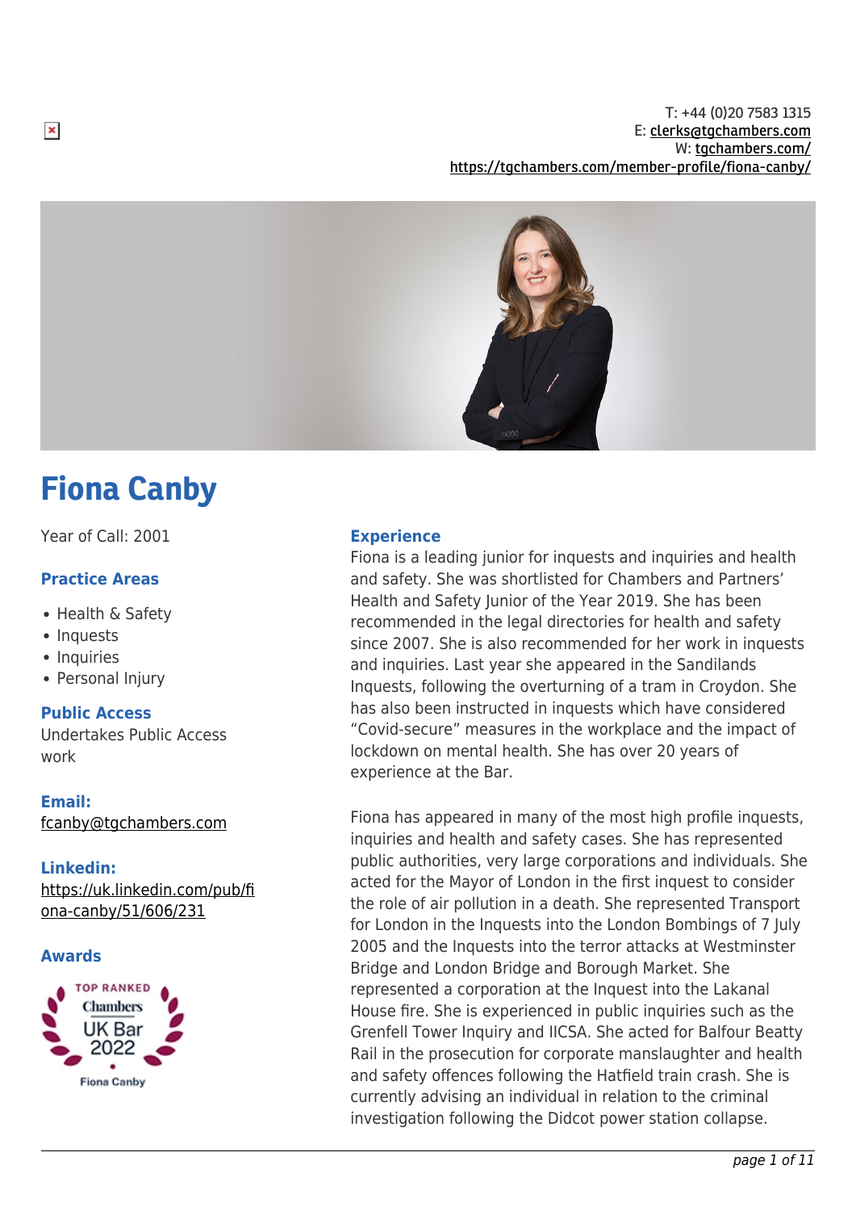T: +44 (0)20 7583 1315
E: clerks@tgchambers.com
W: tgchambers.com/
https://tgchambers.com/member-profile/fiona-canby/

# Fiona Canby

Year of Call: 2001

### Practice Areas

- Health & Safety
- Inquests
- Inquiries
- Personal Injury

### Public Access

Undertakes Public Access work

### Email:

fcanby@tgchambers.com

### Linkedin:

https://uk.linkedin.com/pub/fiona-canby/51/606/231

### Awards

TOP RANKED Chambers UK Bar 2022 Fiona Canby

### Experience

Fiona is a leading junior for inquests and inquiries and health and safety. She was shortlisted for Chambers and Partners' Health and Safety Junior of the Year 2019. She has been recommended in the legal directories for health and safety since 2007. She is also recommended for her work in inquests and inquiries. Last year she appeared in the Sandilands Inquests, following the overturning of a tram in Croydon. She has also been instructed in inquests which have considered "Covid-secure" measures in the workplace and the impact of lockdown on mental health. She has over 20 years of experience at the Bar.

Fiona has appeared in many of the most high profile inquests, inquiries and health and safety cases. She has represented public authorities, very large corporations and individuals. She acted for the Mayor of London in the first inquest to consider the role of air pollution in a death. She represented Transport for London in the Inquests into the London Bombings of 7 July 2005 and the Inquests into the terror attacks at Westminster Bridge and London Bridge and Borough Market. She represented a corporation at the Inquest into the Lakanal House fire. She is experienced in public inquiries such as the Grenfell Tower Inquiry and IICSA. She acted for Balfour Beatty Rail in the prosecution for corporate manslaughter and health and safety offences following the Hatfield train crash. She is currently advising an individual in relation to the criminal investigation following the Didcot power station collapse.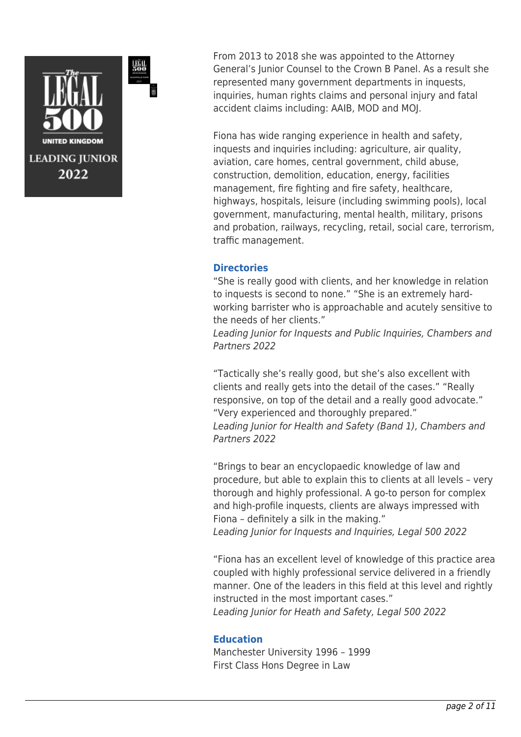From 2013 to 2018 she was appointed to the Attorney General's Junior Counsel to the Crown B Panel. As a result she represented many government departments in inquests, inquiries, human rights claims and personal injury and fatal accident claims including: AAIB, MOD and MOJ.

Fiona has wide ranging experience in health and safety, inquests and inquiries including: agriculture, air quality, aviation, care homes, central government, child abuse, construction, demolition, education, energy, facilities management, fire fighting and fire safety, healthcare, highways, hospitals, leisure (including swimming pools), local government, manufacturing, mental health, military, prisons and probation, railways, recycling, retail, social care, terrorism, traffic management.

### Directories

"She is really good with clients, and her knowledge in relation to inquests is second to none." "She is an extremely hard-working barrister who is approachable and acutely sensitive to the needs of her clients."
*Leading Junior for Inquests and Public Inquiries, Chambers and Partners 2022*

"Tactically she's really good, but she's also excellent with clients and really gets into the detail of the cases." "Really responsive, on top of the detail and a really good advocate." "Very experienced and thoroughly prepared."
*Leading Junior for Health and Safety (Band 1), Chambers and Partners 2022*

"Brings to bear an encyclopaedic knowledge of law and procedure, but able to explain this to clients at all levels – very thorough and highly professional. A go-to person for complex and high-profile inquests, clients are always impressed with Fiona – definitely a silk in the making."
*Leading Junior for Inquests and Inquiries, Legal 500 2022*

"Fiona has an excellent level of knowledge of this practice area coupled with highly professional service delivered in a friendly manner. One of the leaders in this field at this level and rightly instructed in the most important cases."
*Leading Junior for Heath and Safety, Legal 500 2022*

### Education

Manchester University 1996 – 1999
First Class Hons Degree in Law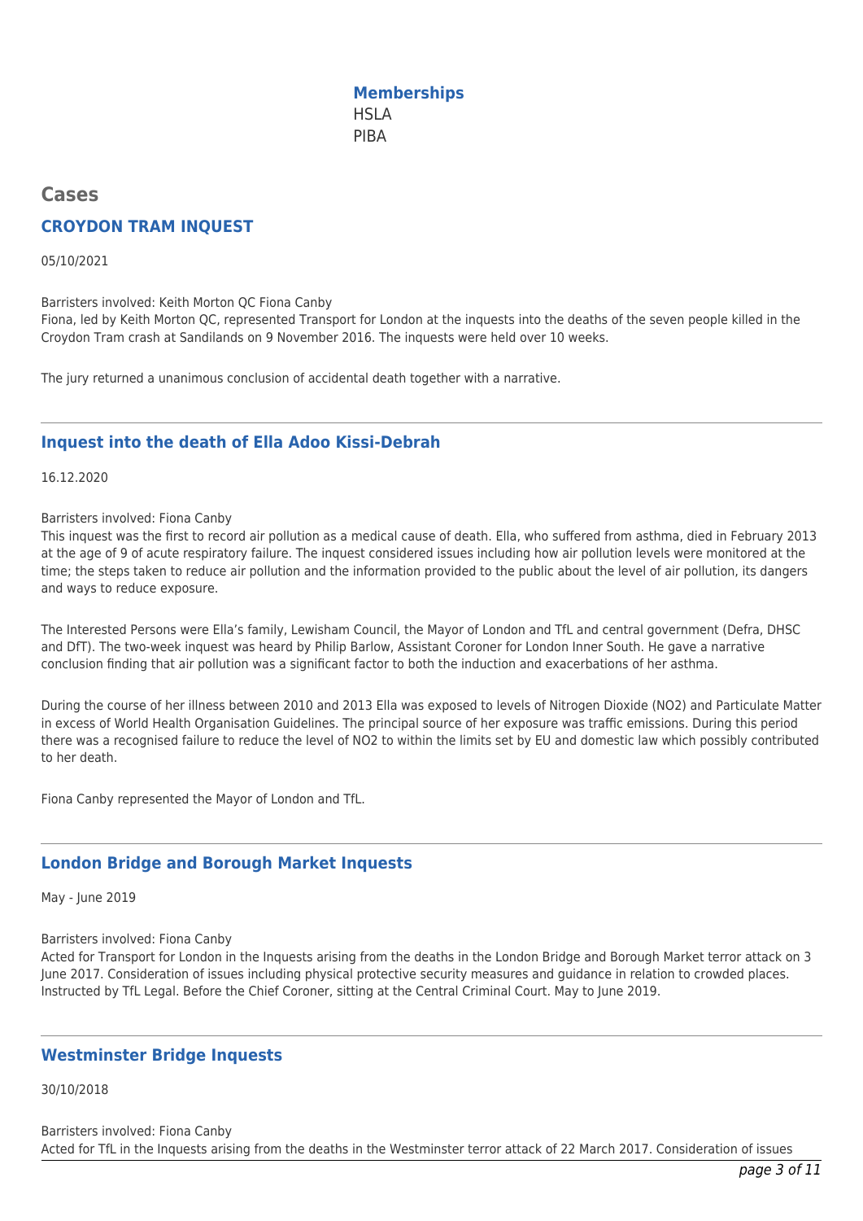### Memberships

HSLA
PIBA

## Cases

### CROYDON TRAM INQUEST

05/10/2021

Barristers involved: Keith Morton QC Fiona Canby
Fiona, led by Keith Morton QC, represented Transport for London at the inquests into the deaths of the seven people killed in the Croydon Tram crash at Sandilands on 9 November 2016. The inquests were held over 10 weeks.

The jury returned a unanimous conclusion of accidental death together with a narrative.

---

### Inquest into the death of Ella Adoo Kissi-Debrah

16.12.2020

Barristers involved: Fiona Canby
This inquest was the first to record air pollution as a medical cause of death. Ella, who suffered from asthma, died in February 2013 at the age of 9 of acute respiratory failure. The inquest considered issues including how air pollution levels were monitored at the time; the steps taken to reduce air pollution and the information provided to the public about the level of air pollution, its dangers and ways to reduce exposure.

The Interested Persons were Ella's family, Lewisham Council, the Mayor of London and TfL and central government (Defra, DHSC and DfT). The two-week inquest was heard by Philip Barlow, Assistant Coroner for London Inner South. He gave a narrative conclusion finding that air pollution was a significant factor to both the induction and exacerbations of her asthma.

During the course of her illness between 2010 and 2013 Ella was exposed to levels of Nitrogen Dioxide (NO2) and Particulate Matter in excess of World Health Organisation Guidelines. The principal source of her exposure was traffic emissions. During this period there was a recognised failure to reduce the level of NO2 to within the limits set by EU and domestic law which possibly contributed to her death.

Fiona Canby represented the Mayor of London and TfL.

---

### London Bridge and Borough Market Inquests

May - June 2019

Barristers involved: Fiona Canby
Acted for Transport for London in the Inquests arising from the deaths in the London Bridge and Borough Market terror attack on 3 June 2017. Consideration of issues including physical protective security measures and guidance in relation to crowded places. Instructed by TfL Legal. Before the Chief Coroner, sitting at the Central Criminal Court. May to June 2019.

---

### Westminster Bridge Inquests

30/10/2018

Barristers involved: Fiona Canby
Acted for TfL in the Inquests arising from the deaths in the Westminster terror attack of 22 March 2017. Consideration of issues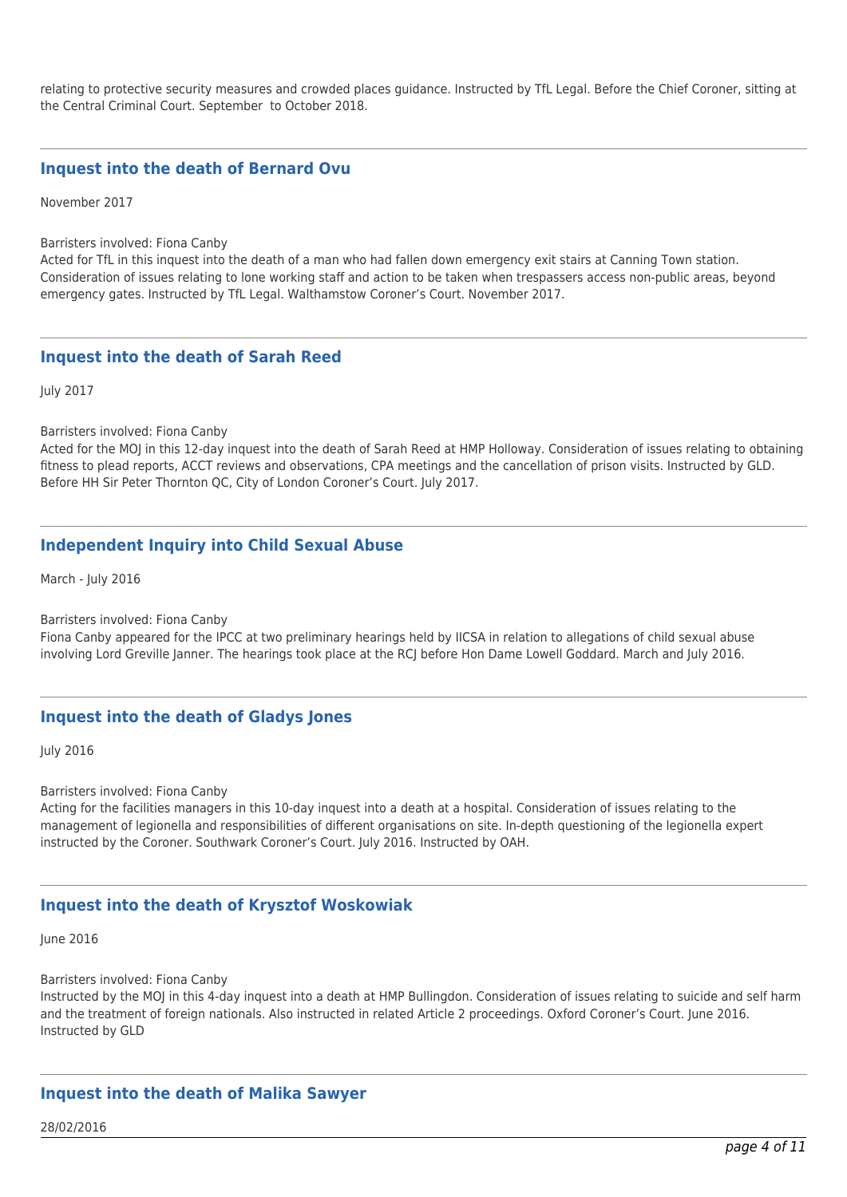relating to protective security measures and crowded places guidance. Instructed by TfL Legal. Before the Chief Coroner, sitting at the Central Criminal Court. September  to October 2018.

---

## Inquest into the death of Bernard Ovu

November 2017

Barristers involved: Fiona Canby
Acted for TfL in this inquest into the death of a man who had fallen down emergency exit stairs at Canning Town station. Consideration of issues relating to lone working staff and action to be taken when trespassers access non-public areas, beyond emergency gates. Instructed by TfL Legal. Walthamstow Coroner's Court. November 2017.

---

## Inquest into the death of Sarah Reed

July 2017

Barristers involved: Fiona Canby
Acted for the MOJ in this 12-day inquest into the death of Sarah Reed at HMP Holloway. Consideration of issues relating to obtaining fitness to plead reports, ACCT reviews and observations, CPA meetings and the cancellation of prison visits. Instructed by GLD. Before HH Sir Peter Thornton QC, City of London Coroner's Court. July 2017.

---

## Independent Inquiry into Child Sexual Abuse

March - July 2016

Barristers involved: Fiona Canby
Fiona Canby appeared for the IPCC at two preliminary hearings held by IICSA in relation to allegations of child sexual abuse involving Lord Greville Janner. The hearings took place at the RCJ before Hon Dame Lowell Goddard. March and July 2016.

---

## Inquest into the death of Gladys Jones

July 2016

Barristers involved: Fiona Canby
Acting for the facilities managers in this 10-day inquest into a death at a hospital. Consideration of issues relating to the management of legionella and responsibilities of different organisations on site. In-depth questioning of the legionella expert instructed by the Coroner. Southwark Coroner's Court. July 2016. Instructed by OAH.

---

## Inquest into the death of Krysztof Woskowiak

June 2016

Barristers involved: Fiona Canby
Instructed by the MOJ in this 4-day inquest into a death at HMP Bullingdon. Consideration of issues relating to suicide and self harm and the treatment of foreign nationals. Also instructed in related Article 2 proceedings. Oxford Coroner's Court. June 2016. Instructed by GLD

---

## Inquest into the death of Malika Sawyer

28/02/2016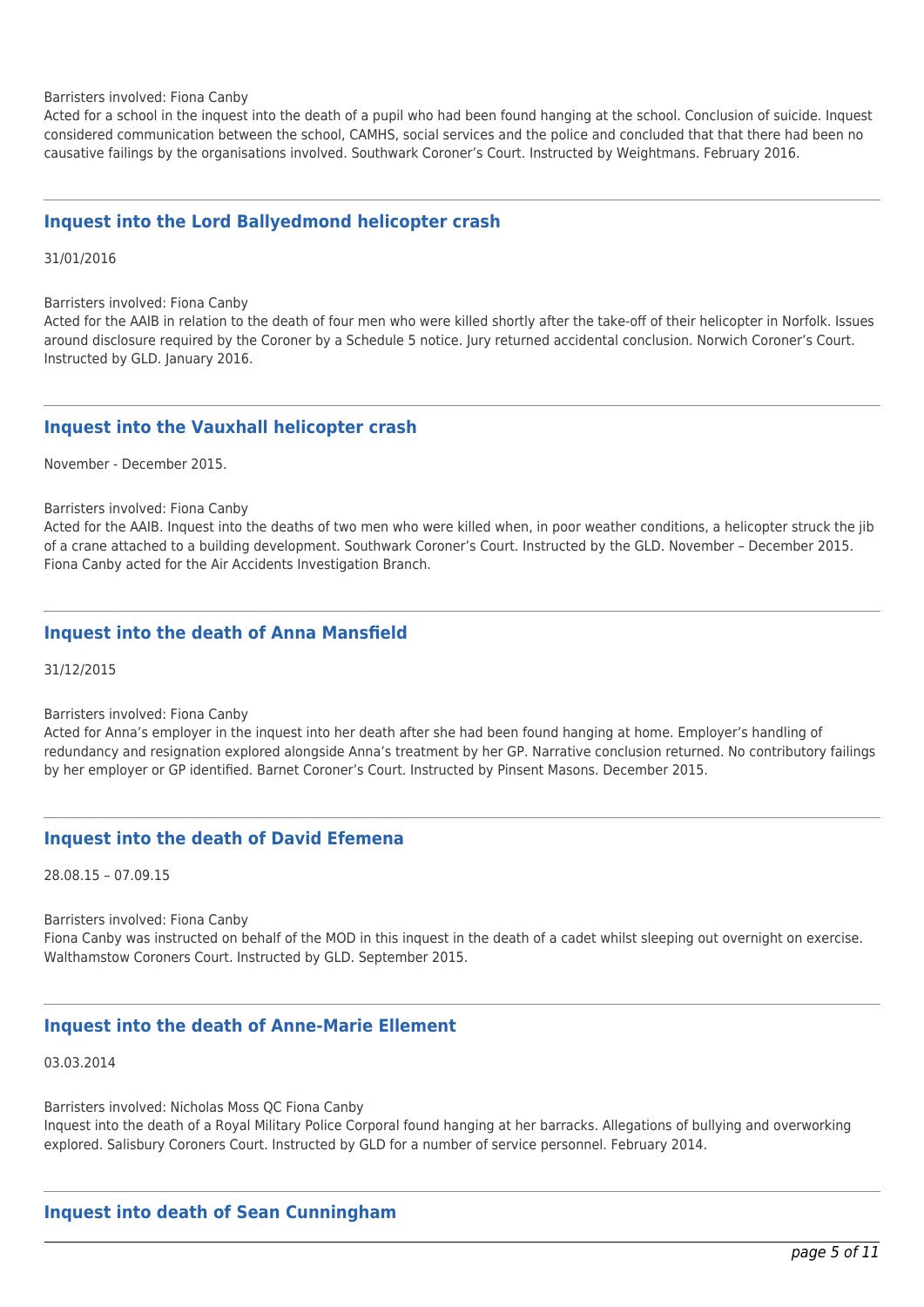Barristers involved: Fiona Canby
Acted for a school in the inquest into the death of a pupil who had been found hanging at the school. Conclusion of suicide. Inquest considered communication between the school, CAMHS, social services and the police and concluded that that there had been no causative failings by the organisations involved. Southwark Coroner's Court. Instructed by Weightmans. February 2016.

---

## Inquest into the Lord Ballyedmond helicopter crash

31/01/2016

Barristers involved: Fiona Canby
Acted for the AAIB in relation to the death of four men who were killed shortly after the take-off of their helicopter in Norfolk. Issues around disclosure required by the Coroner by a Schedule 5 notice. Jury returned accidental conclusion. Norwich Coroner's Court. Instructed by GLD. January 2016.

---

## Inquest into the Vauxhall helicopter crash

November - December 2015.

Barristers involved: Fiona Canby
Acted for the AAIB. Inquest into the deaths of two men who were killed when, in poor weather conditions, a helicopter struck the jib of a crane attached to a building development. Southwark Coroner's Court. Instructed by the GLD. November – December 2015. Fiona Canby acted for the Air Accidents Investigation Branch.

---

## Inquest into the death of Anna Mansfield

31/12/2015

Barristers involved: Fiona Canby
Acted for Anna's employer in the inquest into her death after she had been found hanging at home. Employer's handling of redundancy and resignation explored alongside Anna's treatment by her GP. Narrative conclusion returned. No contributory failings by her employer or GP identified. Barnet Coroner's Court. Instructed by Pinsent Masons. December 2015.

---

## Inquest into the death of David Efemena

28.08.15 – 07.09.15

Barristers involved: Fiona Canby
Fiona Canby was instructed on behalf of the MOD in this inquest in the death of a cadet whilst sleeping out overnight on exercise. Walthamstow Coroners Court. Instructed by GLD. September 2015.

---

## Inquest into the death of Anne-Marie Ellement

03.03.2014

Barristers involved: Nicholas Moss QC Fiona Canby
Inquest into the death of a Royal Military Police Corporal found hanging at her barracks. Allegations of bullying and overworking explored. Salisbury Coroners Court. Instructed by GLD for a number of service personnel. February 2014.

---

## Inquest into death of Sean Cunningham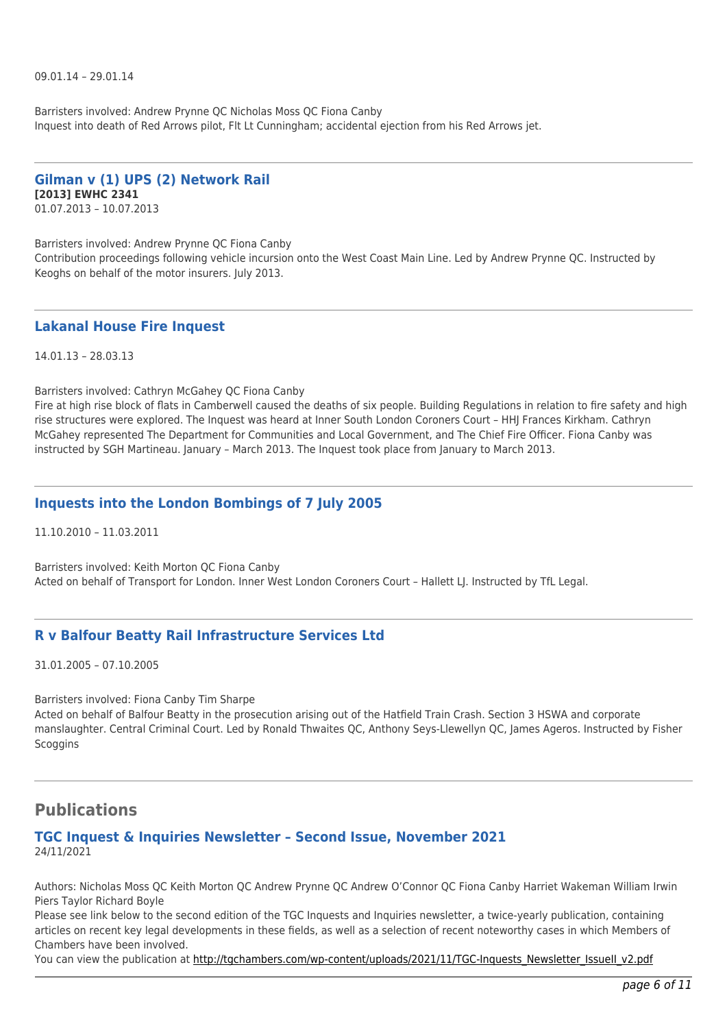09.01.14 – 29.01.14

Barristers involved: Andrew Prynne QC Nicholas Moss QC Fiona Canby
Inquest into death of Red Arrows pilot, Flt Lt Cunningham; accidental ejection from his Red Arrows jet.

---

### Gilman v (1) UPS (2) Network Rail

**[2013] EWHC 2341**
01.07.2013 – 10.07.2013

Barristers involved: Andrew Prynne QC Fiona Canby
Contribution proceedings following vehicle incursion onto the West Coast Main Line. Led by Andrew Prynne QC. Instructed by Keoghs on behalf of the motor insurers. July 2013.

---

### Lakanal House Fire Inquest

14.01.13 – 28.03.13

Barristers involved: Cathryn McGahey QC Fiona Canby
Fire at high rise block of flats in Camberwell caused the deaths of six people. Building Regulations in relation to fire safety and high rise structures were explored. The Inquest was heard at Inner South London Coroners Court – HHJ Frances Kirkham. Cathryn McGahey represented The Department for Communities and Local Government, and The Chief Fire Officer. Fiona Canby was instructed by SGH Martineau. January – March 2013. The Inquest took place from January to March 2013.

---

### Inquests into the London Bombings of 7 July 2005

11.10.2010 – 11.03.2011

Barristers involved: Keith Morton QC Fiona Canby
Acted on behalf of Transport for London. Inner West London Coroners Court – Hallett LJ. Instructed by TfL Legal.

---

### R v Balfour Beatty Rail Infrastructure Services Ltd

31.01.2005 – 07.10.2005

Barristers involved: Fiona Canby Tim Sharpe
Acted on behalf of Balfour Beatty in the prosecution arising out of the Hatfield Train Crash. Section 3 HSWA and corporate manslaughter. Central Criminal Court. Led by Ronald Thwaites QC, Anthony Seys-Llewellyn QC, James Ageros. Instructed by Fisher Scoggins

---

## Publications

### TGC Inquest & Inquiries Newsletter – Second Issue, November 2021

24/11/2021

Authors: Nicholas Moss QC Keith Morton QC Andrew Prynne QC Andrew O'Connor QC Fiona Canby Harriet Wakeman William Irwin Piers Taylor Richard Boyle
Please see link below to the second edition of the TGC Inquests and Inquiries newsletter, a twice-yearly publication, containing articles on recent key legal developments in these fields, as well as a selection of recent noteworthy cases in which Members of Chambers have been involved.
You can view the publication at http://tgchambers.com/wp-content/uploads/2021/11/TGC-Inquests_Newsletter_IssueII_v2.pdf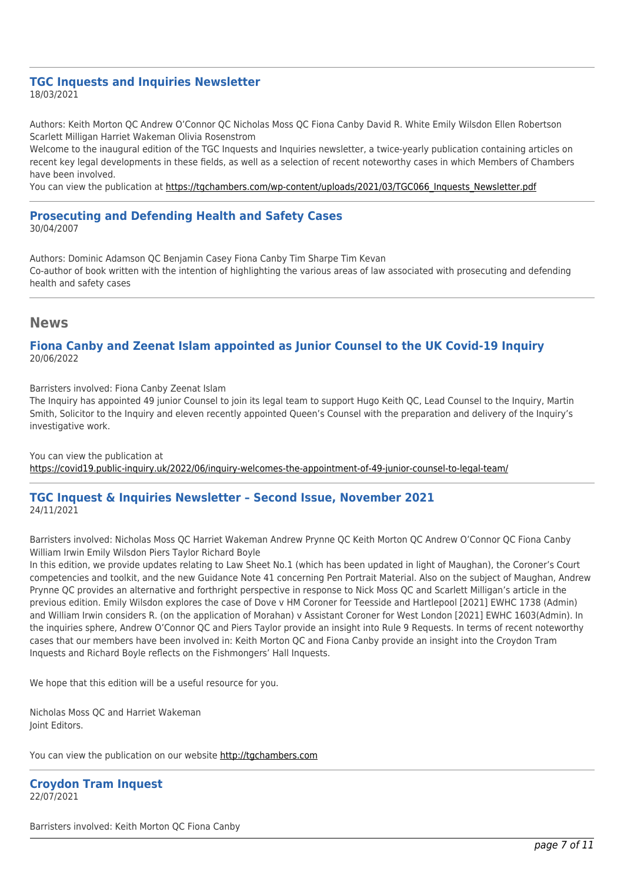### TGC Inquests and Inquiries Newsletter

18/03/2021

Authors: Keith Morton QC Andrew O'Connor QC Nicholas Moss QC Fiona Canby David R. White Emily Wilsdon Ellen Robertson Scarlett Milligan Harriet Wakeman Olivia Rosenstrom

Welcome to the inaugural edition of the TGC Inquests and Inquiries newsletter, a twice-yearly publication containing articles on recent key legal developments in these fields, as well as a selection of recent noteworthy cases in which Members of Chambers have been involved.

You can view the publication at https://tgchambers.com/wp-content/uploads/2021/03/TGC066_Inquests_Newsletter.pdf

### Prosecuting and Defending Health and Safety Cases

30/04/2007

Authors: Dominic Adamson QC Benjamin Casey Fiona Canby Tim Sharpe Tim Kevan

Co-author of book written with the intention of highlighting the various areas of law associated with prosecuting and defending health and safety cases

## News

### Fiona Canby and Zeenat Islam appointed as Junior Counsel to the UK Covid-19 Inquiry

20/06/2022

Barristers involved: Fiona Canby Zeenat Islam

The Inquiry has appointed 49 junior Counsel to join its legal team to support Hugo Keith QC, Lead Counsel to the Inquiry, Martin Smith, Solicitor to the Inquiry and eleven recently appointed Queen's Counsel with the preparation and delivery of the Inquiry's investigative work.

You can view the publication at
https://covid19.public-inquiry.uk/2022/06/inquiry-welcomes-the-appointment-of-49-junior-counsel-to-legal-team/

### TGC Inquest & Inquiries Newsletter – Second Issue, November 2021

24/11/2021

Barristers involved: Nicholas Moss QC Harriet Wakeman Andrew Prynne QC Keith Morton QC Andrew O'Connor QC Fiona Canby William Irwin Emily Wilsdon Piers Taylor Richard Boyle

In this edition, we provide updates relating to Law Sheet No.1 (which has been updated in light of Maughan), the Coroner's Court competencies and toolkit, and the new Guidance Note 41 concerning Pen Portrait Material. Also on the subject of Maughan, Andrew Prynne QC provides an alternative and forthright perspective in response to Nick Moss QC and Scarlett Milligan's article in the previous edition. Emily Wilsdon explores the case of Dove v HM Coroner for Teesside and Hartlepool [2021] EWHC 1738 (Admin) and William Irwin considers R. (on the application of Morahan) v Assistant Coroner for West London [2021] EWHC 1603(Admin). In the inquiries sphere, Andrew O'Connor QC and Piers Taylor provide an insight into Rule 9 Requests. In terms of recent noteworthy cases that our members have been involved in: Keith Morton QC and Fiona Canby provide an insight into the Croydon Tram Inquests and Richard Boyle reflects on the Fishmongers' Hall Inquests.

We hope that this edition will be a useful resource for you.

Nicholas Moss QC and Harriet Wakeman
Joint Editors.

You can view the publication on our website http://tgchambers.com

### Croydon Tram Inquest

22/07/2021

Barristers involved: Keith Morton QC Fiona Canby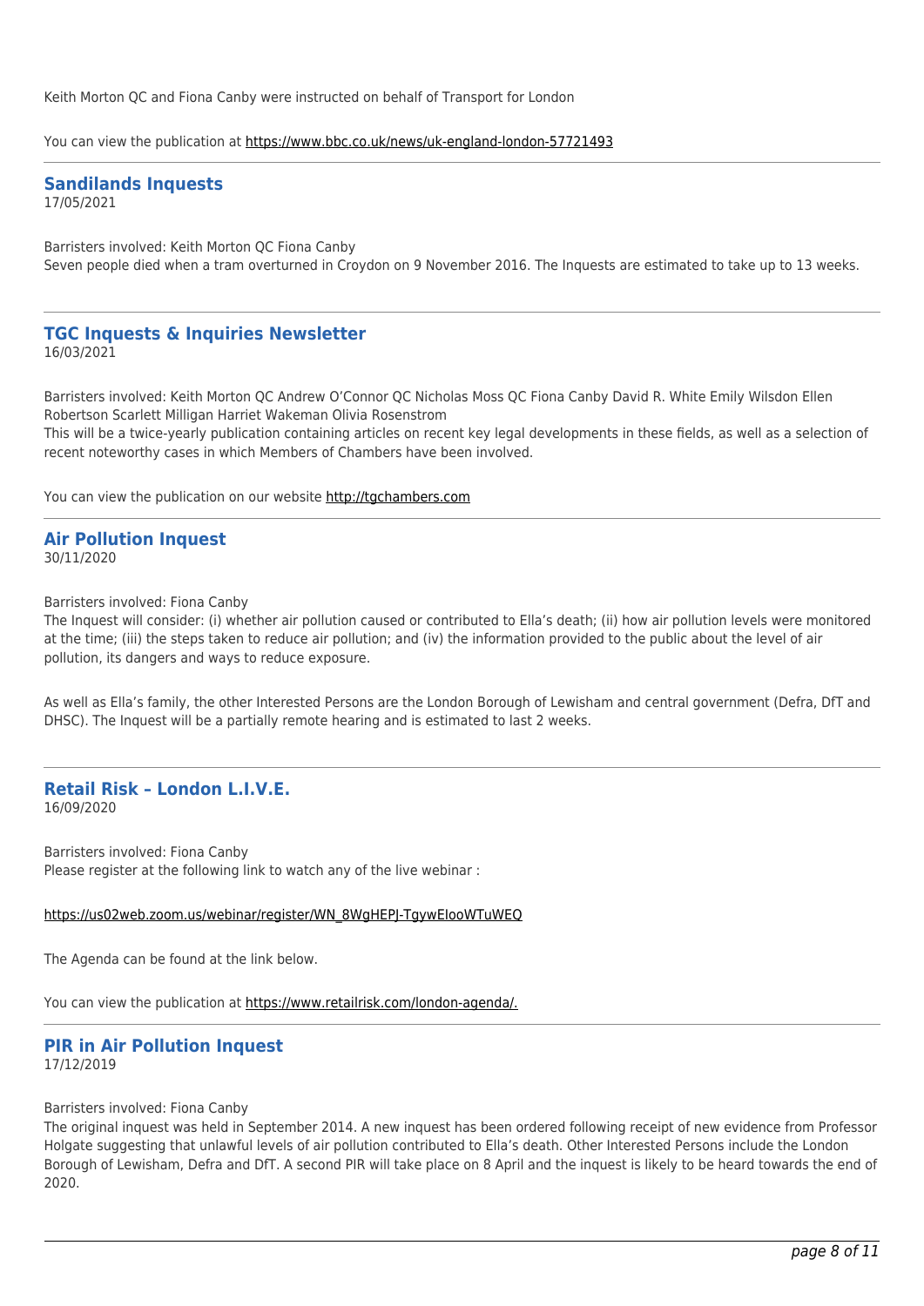Keith Morton QC and Fiona Canby were instructed on behalf of Transport for London

You can view the publication at https://www.bbc.co.uk/news/uk-england-london-57721493

---

### Sandilands Inquests

17/05/2021

Barristers involved: Keith Morton QC Fiona Canby
Seven people died when a tram overturned in Croydon on 9 November 2016. The Inquests are estimated to take up to 13 weeks.

---

### TGC Inquests & Inquiries Newsletter

16/03/2021

Barristers involved: Keith Morton QC Andrew O'Connor QC Nicholas Moss QC Fiona Canby David R. White Emily Wilsdon Ellen Robertson Scarlett Milligan Harriet Wakeman Olivia Rosenstrom
This will be a twice-yearly publication containing articles on recent key legal developments in these fields, as well as a selection of recent noteworthy cases in which Members of Chambers have been involved.

You can view the publication on our website http://tgchambers.com

---

### Air Pollution Inquest

30/11/2020

Barristers involved: Fiona Canby
The Inquest will consider: (i) whether air pollution caused or contributed to Ella's death; (ii) how air pollution levels were monitored at the time; (iii) the steps taken to reduce air pollution; and (iv) the information provided to the public about the level of air pollution, its dangers and ways to reduce exposure.

As well as Ella's family, the other Interested Persons are the London Borough of Lewisham and central government (Defra, DfT and DHSC). The Inquest will be a partially remote hearing and is estimated to last 2 weeks.

---

### Retail Risk – London L.I.V.E.

16/09/2020

Barristers involved: Fiona Canby
Please register at the following link to watch any of the live webinar :

https://us02web.zoom.us/webinar/register/WN_8WgHEPJ-TgywElooWTuWEQ

The Agenda can be found at the link below.

You can view the publication at https://www.retailrisk.com/london-agenda/.

---

### PIR in Air Pollution Inquest

17/12/2019

Barristers involved: Fiona Canby
The original inquest was held in September 2014. A new inquest has been ordered following receipt of new evidence from Professor Holgate suggesting that unlawful levels of air pollution contributed to Ella's death. Other Interested Persons include the London Borough of Lewisham, Defra and DfT. A second PIR will take place on 8 April and the inquest is likely to be heard towards the end of 2020.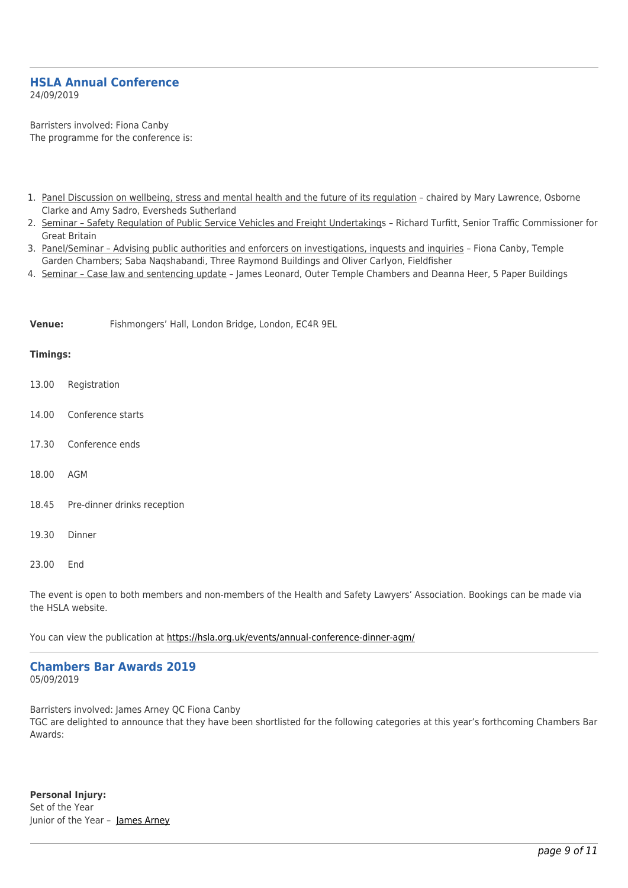## HSLA Annual Conference

24/09/2019

Barristers involved: Fiona Canby
The programme for the conference is:

1. Panel Discussion on wellbeing, stress and mental health and the future of its regulation – chaired by Mary Lawrence, Osborne Clarke and Amy Sadro, Eversheds Sutherland
2. Seminar – Safety Regulation of Public Service Vehicles and Freight Undertakings – Richard Turfitt, Senior Traffic Commissioner for Great Britain
3. Panel/Seminar – Advising public authorities and enforcers on investigations, inquests and inquiries – Fiona Canby, Temple Garden Chambers; Saba Naqshabandi, Three Raymond Buildings and Oliver Carlyon, Fieldfisher
4. Seminar – Case law and sentencing update – James Leonard, Outer Temple Chambers and Deanna Heer, 5 Paper Buildings

**Venue:** Fishmongers' Hall, London Bridge, London, EC4R 9EL

**Timings:**

13.00 Registration

14.00 Conference starts

17.30 Conference ends

18.00 AGM

18.45 Pre-dinner drinks reception

19.30 Dinner

23.00 End

The event is open to both members and non-members of the Health and Safety Lawyers' Association. Bookings can be made via the HSLA website.

You can view the publication at https://hsla.org.uk/events/annual-conference-dinner-agm/

## Chambers Bar Awards 2019

05/09/2019

Barristers involved: James Arney QC Fiona Canby
TGC are delighted to announce that they have been shortlisted for the following categories at this year's forthcoming Chambers Bar Awards:

**Personal Injury:**
Set of the Year
Junior of the Year – James Arney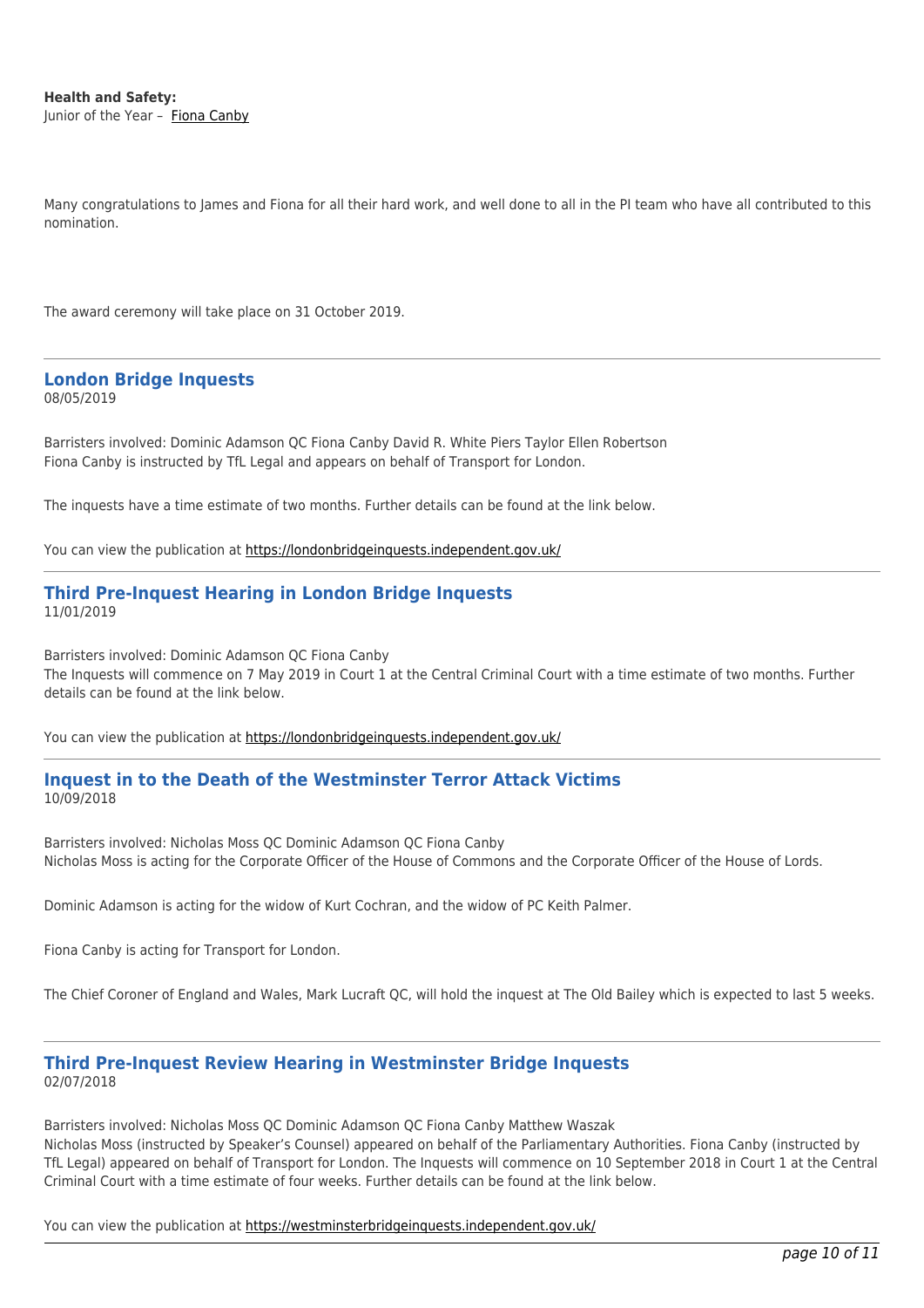**Health and Safety:**
Junior of the Year – Fiona Canby

Many congratulations to James and Fiona for all their hard work, and well done to all in the PI team who have all contributed to this nomination.

The award ceremony will take place on 31 October 2019.

---

## London Bridge Inquests

08/05/2019

Barristers involved: Dominic Adamson QC Fiona Canby David R. White Piers Taylor Ellen Robertson
Fiona Canby is instructed by TfL Legal and appears on behalf of Transport for London.

The inquests have a time estimate of two months. Further details can be found at the link below.

You can view the publication at https://londonbridgeinquests.independent.gov.uk/

---

## Third Pre-Inquest Hearing in London Bridge Inquests

11/01/2019

Barristers involved: Dominic Adamson QC Fiona Canby
The Inquests will commence on 7 May 2019 in Court 1 at the Central Criminal Court with a time estimate of two months. Further details can be found at the link below.

You can view the publication at https://londonbridgeinquests.independent.gov.uk/

---

## Inquest in to the Death of the Westminster Terror Attack Victims

10/09/2018

Barristers involved: Nicholas Moss QC Dominic Adamson QC Fiona Canby
Nicholas Moss is acting for the Corporate Officer of the House of Commons and the Corporate Officer of the House of Lords.

Dominic Adamson is acting for the widow of Kurt Cochran, and the widow of PC Keith Palmer.

Fiona Canby is acting for Transport for London.

The Chief Coroner of England and Wales, Mark Lucraft QC, will hold the inquest at The Old Bailey which is expected to last 5 weeks.

---

## Third Pre-Inquest Review Hearing in Westminster Bridge Inquests

02/07/2018

Barristers involved: Nicholas Moss QC Dominic Adamson QC Fiona Canby Matthew Waszak
Nicholas Moss (instructed by Speaker's Counsel) appeared on behalf of the Parliamentary Authorities. Fiona Canby (instructed by TfL Legal) appeared on behalf of Transport for London. The Inquests will commence on 10 September 2018 in Court 1 at the Central Criminal Court with a time estimate of four weeks. Further details can be found at the link below.

You can view the publication at https://westminsterbridgeinquests.independent.gov.uk/

---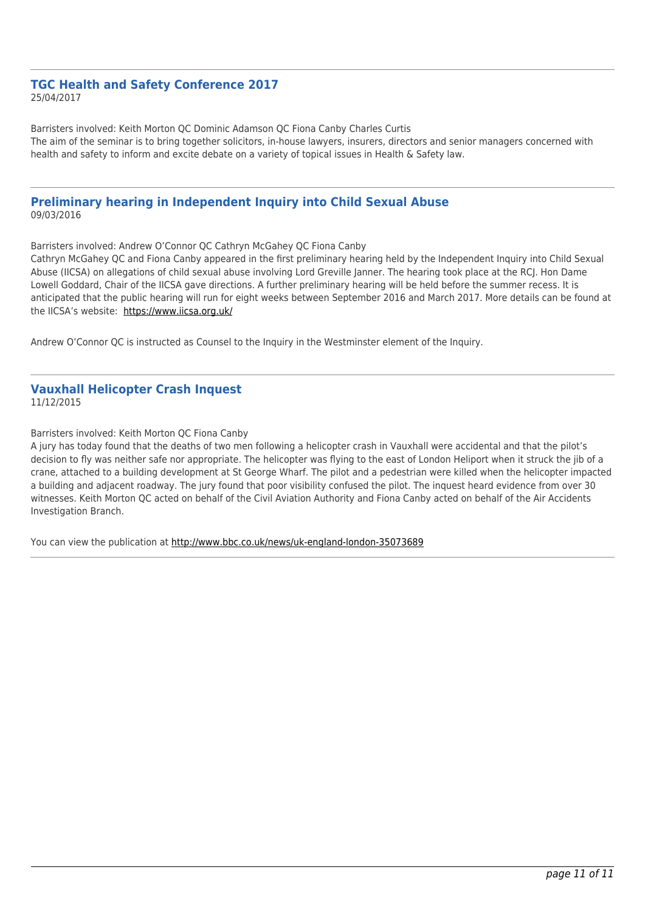## TGC Health and Safety Conference 2017

25/04/2017

Barristers involved: Keith Morton QC Dominic Adamson QC Fiona Canby Charles Curtis

The aim of the seminar is to bring together solicitors, in-house lawyers, insurers, directors and senior managers concerned with health and safety to inform and excite debate on a variety of topical issues in Health & Safety law.

## Preliminary hearing in Independent Inquiry into Child Sexual Abuse

09/03/2016

Barristers involved: Andrew O'Connor QC Cathryn McGahey QC Fiona Canby

Cathryn McGahey QC and Fiona Canby appeared in the first preliminary hearing held by the Independent Inquiry into Child Sexual Abuse (IICSA) on allegations of child sexual abuse involving Lord Greville Janner. The hearing took place at the RCJ. Hon Dame Lowell Goddard, Chair of the IICSA gave directions. A further preliminary hearing will be held before the summer recess. It is anticipated that the public hearing will run for eight weeks between September 2016 and March 2017. More details can be found at the IICSA's website: https://www.iicsa.org.uk/

Andrew O'Connor QC is instructed as Counsel to the Inquiry in the Westminster element of the Inquiry.

## Vauxhall Helicopter Crash Inquest

11/12/2015

Barristers involved: Keith Morton QC Fiona Canby

A jury has today found that the deaths of two men following a helicopter crash in Vauxhall were accidental and that the pilot's decision to fly was neither safe nor appropriate. The helicopter was flying to the east of London Heliport when it struck the jib of a crane, attached to a building development at St George Wharf. The pilot and a pedestrian were killed when the helicopter impacted a building and adjacent roadway. The jury found that poor visibility confused the pilot. The inquest heard evidence from over 30 witnesses. Keith Morton QC acted on behalf of the Civil Aviation Authority and Fiona Canby acted on behalf of the Air Accidents Investigation Branch.

You can view the publication at http://www.bbc.co.uk/news/uk-england-london-35073689